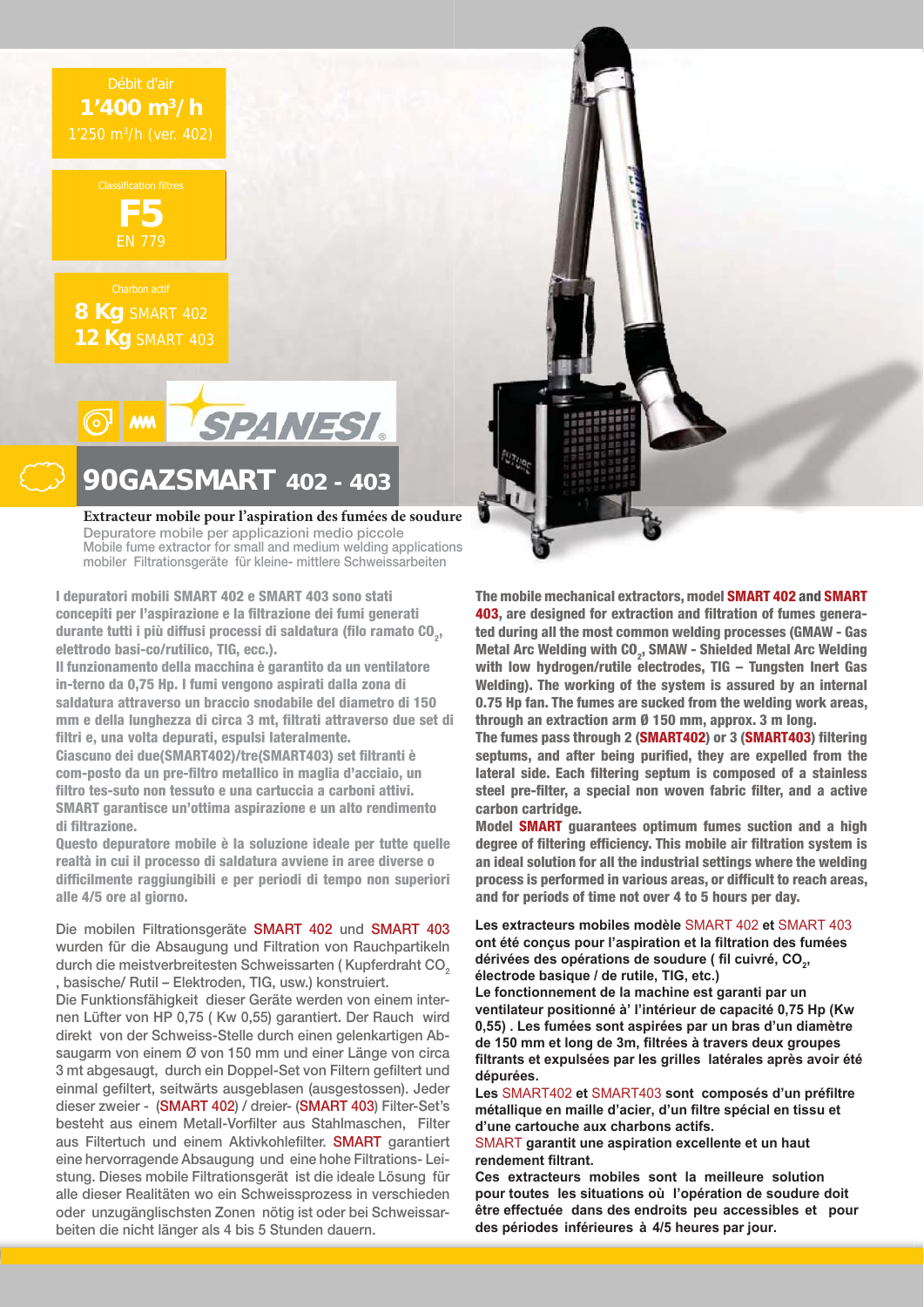Débit d'air
**1'400 m³/ h**
1'250 m³/h (ver. 402)

Classification filtres
**F5**
EN 779

Charbon actif
**8 Kg** SMART 402
**12 Kg** SMART 403

SPANESI

# 90GAZSMART 402 - 403

**Extracteur mobile pour l'aspiration des fumées de soudure**
Depuratore mobile per applicazioni medio piccole
Mobile fume extractor for small and medium welding applications
mobiler Filtrationsgeräte für kleine- mittlere Schweissarbeiten

**I depuratori mobili SMART 402 e SMART 403 sono stati concepiti per l'aspirazione e la filtrazione dei fumi generati durante tutti i più diffusi processi di saldatura (filo ramato $CO_2$, elettrodo basi-co/rutilico, TIG, ecc.).**
**Il funzionamento della macchina è garantito da un ventilatore in-terno da 0,75 Hp. I fumi vengono aspirati dalla zona di saldatura attraverso un braccio snodabile del diametro di 150 mm e della lunghezza di circa 3 mt, filtrati attraverso due set di filtri e, una volta depurati, espulsi lateralmente.**
**Ciascuno dei due(SMART402)/tre(SMART403) set filtranti è com-posto da un pre-filtro metallico in maglia d'acciaio, un filtro tes-suto non tessuto e una cartuccia a carboni attivi.**
**SMART garantisce un'ottima aspirazione e un alto rendimento di filtrazione.**
**Questo depuratore mobile è la soluzione ideale per tutte quelle realtà in cui il processo di saldatura avviene in aree diverse o difficilmente raggiungibili e per periodi di tempo non superiori alle 4/5 ore al giorno.**

Die mobilen Filtrationsgeräte SMART 402 und SMART 403 wurden für die Absaugung und Filtration von Rauchpartikeln durch die meistverbreitesten Schweissarten ( Kupferdraht $CO_2$ , basische/ Rutil – Elektroden, TIG, usw.) konstruiert.
Die Funktionsfähigkeit dieser Geräte wird von einem internen Lüfter von HP 0,75 ( Kw 0,55) garantiert. Der Rauch wird direkt von der Schweiss-Stelle durch einen gelenkartigen Absaugarm von einem Ø von 150 mm und einer Länge von circa 3 mt abgesaugt, durch ein Doppel-Set von Filtern gefiltert und einmal gefiltert, seitwärts ausgeblasen (ausgestossen). Jeder dieser zweier - (SMART 402) / dreier- (SMART 403) Filter-Set's besteht aus einem Metall-Vorfilter aus Stahlmaschen, Filter aus Filtertuch und einem Aktivkohlefilter. SMART garantiert eine hervorragende Absaugung und eine hohe Filtrations- Leistung. Dieses mobile Filtrationsgerät ist die ideale Lösung für alle dieser Realitäten wo ein Schweissprozess in verschieden oder unzugänglischsten Zonen nötig ist oder bei Schweissarbeiten die nicht länger als 4 bis 5 Stunden dauern.

**The mobile mechanical extractors, model SMART 402 and SMART 403, are designed for extraction and filtration of fumes generated during all the most common welding processes (GMAW - Gas Metal Arc Welding with $CO_2$, SMAW - Shielded Metal Arc Welding with low hydrogen/rutile electrodes, TIG – Tungsten Inert Gas Welding). The working of the system is assured by an internal 0.75 Hp fan. The fumes are sucked from the welding work areas, through an extraction arm Ø 150 mm, approx. 3 m long.**
**The fumes pass through 2 (SMART402) or 3 (SMART403) filtering septums, and after being purified, they are expelled from the lateral side. Each filtering septum is composed of a stainless steel pre-filter, a special non woven fabric filter, and a active carbon cartridge.**
**Model SMART guarantees optimum fumes suction and a high degree of filtering efficiency. This mobile air filtration system is an ideal solution for all the industrial settings where the welding process is performed in various areas, or difficult to reach areas, and for periods of time not over 4 to 5 hours per day.**

**Les extracteurs mobiles modèle** SMART 402 **et** SMART 403 **ont été conçus pour l'aspiration et la filtration des fumées dérivées des opérations de soudure ( fil cuivré, $CO_2$, électrode basique / de rutile, TIG, etc.)**
**Le fonctionnement de la machine est garanti par un ventilateur positionné à' l'intérieur de capacité 0,75 Hp (Kw 0,55) . Les fumées sont aspirées par un bras d'un diamètre de 150 mm et long de 3m, filtrées à travers deux groupes filtrants et expulsées par les grilles latérales après avoir été dépurées.**
**Les** SMART402 **et** SMART403 **sont composés d'un préfiltre métallique en maille d'acier, d'un filtre spécial en tissu et d'une cartouche aux charbons actifs.**
SMART **garantit une aspiration excellente et un haut rendement filtrant.**
**Ces extracteurs mobiles sont la meilleure solution pour toutes les situations où l'opération de soudure doit être effectuée dans des endroits peu accessibles et pour des périodes inférieures à 4/5 heures par jour.**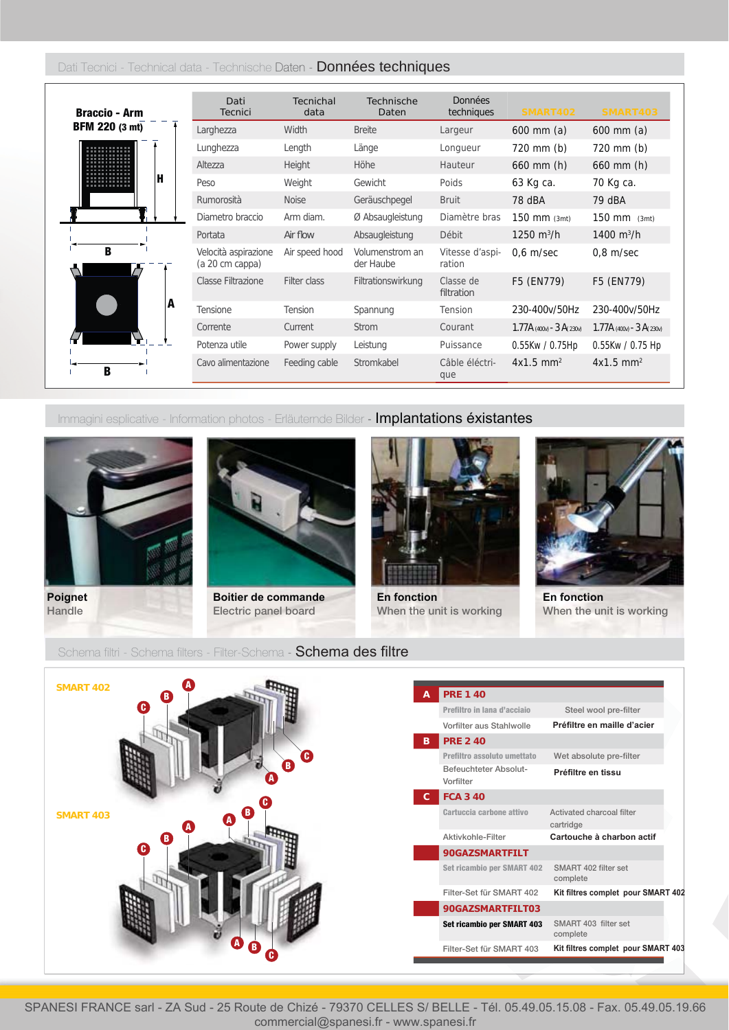## Dati Tecnici - Technical data - Technische Daten - Données techniques

**Braccio - Arm**
**BFM 220 (3 mt)**

H

B

A

B

| Dati Tecnici | Tecnichal data | Technische Daten | Données techniques | SMART402 | SMART403 |
|---|---|---|---|---|---|
| Larghezza | Width | Breite | Largeur | 600 mm (a) | 600 mm (a) |
| Lunghezza | Length | Länge | Longueur | 720 mm (b) | 720 mm (b) |
| Altezza | Height | Höhe | Hauteur | 660 mm (h) | 660 mm (h) |
| Peso | Weight | Gewicht | Poids | 63 Kg ca. | 70 Kg ca. |
| Rumorosità | Noise | Geräuschpegel | Bruit | 78 dBA | 79 dBA |
| Diametro braccio | Arm diam. | Ø Absaugleistung | Diamètre bras | 150 mm (3mt) | 150 mm (3mt) |
| Portata | Air flow | Absaugleistung | Débit | 1250 m³/h | 1400 m³/h |
| Velocità aspirazione (a 20 cm cappa) | Air speed hood | Volumenstrom an der Haube | Vitesse d'aspiration | 0,6 m/sec | 0,8 m/sec |
| Classe Filtrazione | Filter class | Filtrationswirkung | Classe de filtration | F5 (EN779) | F5 (EN779) |
| Tensione | Tension | Spannung | Tension | 230-400v/50Hz | 230-400v/50Hz |
| Corrente | Current | Strom | Courant | 1.77A (400v) - 3 A (230v) | 1.77A (400v) - 3 A (230v) |
| Potenza utile | Power supply | Leistung | Puissance | 0.55Kw / 0.75Hp | 0.55Kw / 0.75 Hp |
| Cavo alimentazione | Feeding cable | Stromkabel | Câble éléctrique | 4x1.5 mm² | 4x1.5 mm² |

## Immagini esplicative - Information photos - Erläuternde Bilder - Implantations éxistantes

**Poignet**
Handle

**Boitier de commande**
Electric panel board

**En fonction**
When the unit is working

**En fonction**
When the unit is working

## Schema filtri - Schema filters - Filter-Schema - Schema des filtre

**SMART 402**

**SMART 403**

| | | | |
|---|---|---|---|
| **A** | **PRE 1 40** | | |
| | Prefiltro in lana d'acciaio | Steel wool pre-filter | |
| | Vorfilter aus Stahlwolle | **Préfiltre en maille d'acier** | |
| **B** | **PRE 2 40** | | |
| | Prefiltro assoluto umettato | Wet absolute pre-filter | |
| | Befeuchteter Absolut-Vorfilter | **Préfiltre en tissu** | |
| **C** | **FCA 3 40** | | |
| | Cartuccia carbone attivo | Activated charcoal filter cartridge | |
| | Aktivkohle-Filter | **Cartouche à charbon actif** | |
| | **90GAZSMARTFILT** | | |
| | Set ricambio per SMART 402 | SMART 402 filter set complete | |
| | Filter-Set für SMART 402 | **Kit filtres complet pour SMART 402** | |
| | **90GAZSMARTFILT03** | | |
| | **Set ricambio per SMART 403** | SMART 403 filter set complete | |
| | Filter-Set für SMART 403 | **Kit filtres complet pour SMART 403** | |

SPANESI FRANCE sarl - ZA Sud - 25 Route de Chizé - 79370 CELLES S/ BELLE - Tél. 05.49.05.15.08 - Fax. 05.49.05.19.66
commercial@spanesi.fr - www.spanesi.fr